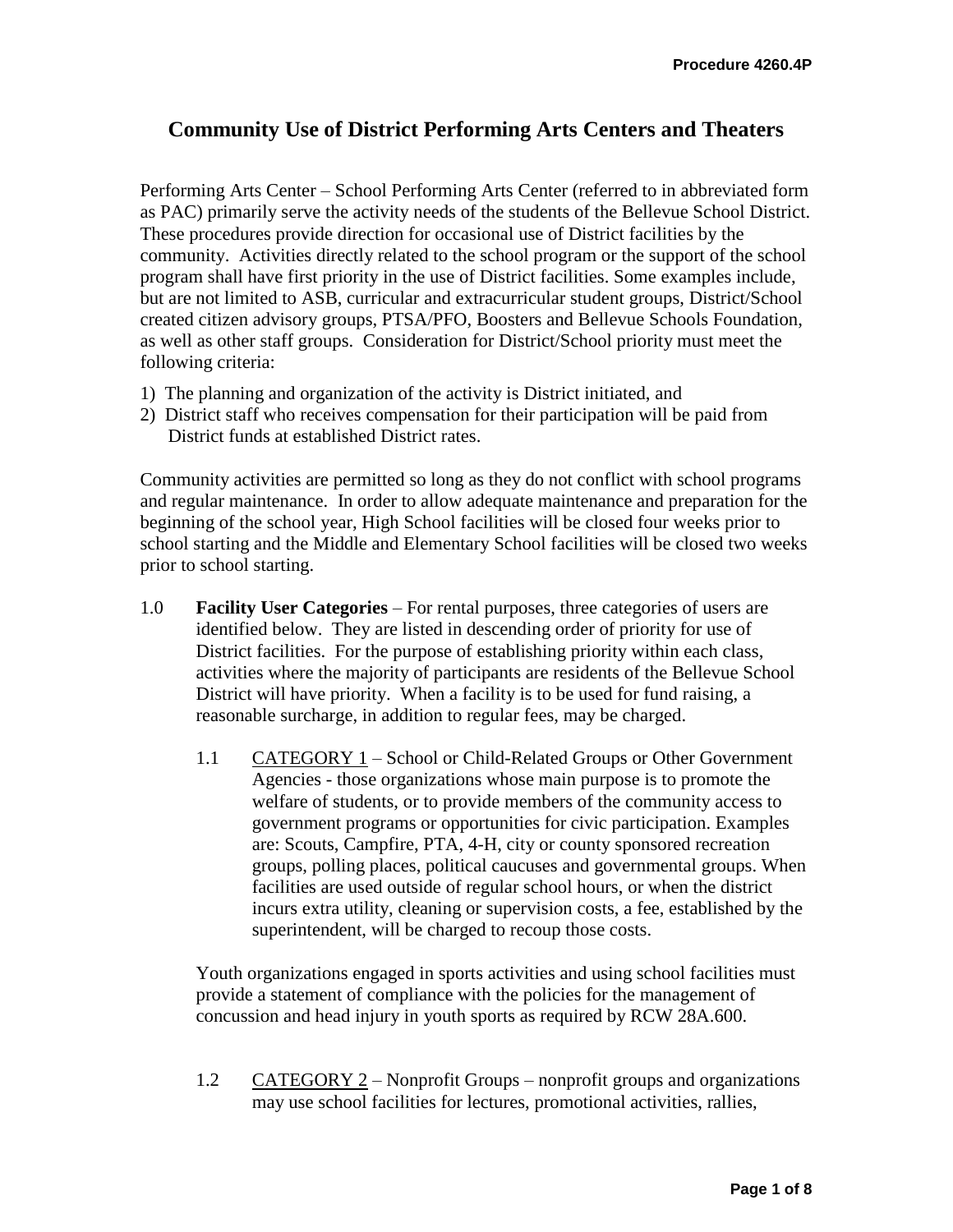Procedure 4260.4P

# Community Use of District Performing Arts Centers and Theaters

Performing Arts Center – School Performing Arts Center (referred to in abbreviated form as PAC) primarily serve the activity needs of the students of the Bellevue School District. These procedures provide direction for occasional use of District facilities by the community. Activities directly related to the school program or the support of the school program shall have first priority in the use of District facilities. Some examples include, but are not limited to ASB, curricular and extracurricular student groups, District/School created citizen advisory groups, PTSA/PFO, Boosters and Bellevue Schools Foundation, as well as other staff groups. Consideration for District/School priority must meet the following criteria:

1) The planning and organization of the activity is District initiated, and
2) District staff who receives compensation for their participation will be paid from District funds at established District rates.

Community activities are permitted so long as they do not conflict with school programs and regular maintenance. In order to allow adequate maintenance and preparation for the beginning of the school year, High School facilities will be closed four weeks prior to school starting and the Middle and Elementary School facilities will be closed two weeks prior to school starting.

1.0 **Facility User Categories** – For rental purposes, three categories of users are identified below. They are listed in descending order of priority for use of District facilities. For the purpose of establishing priority within each class, activities where the majority of participants are residents of the Bellevue School District will have priority. When a facility is to be used for fund raising, a reasonable surcharge, in addition to regular fees, may be charged.

1.1 CATEGORY 1 – School or Child-Related Groups or Other Government Agencies - those organizations whose main purpose is to promote the welfare of students, or to provide members of the community access to government programs or opportunities for civic participation. Examples are: Scouts, Campfire, PTA, 4-H, city or county sponsored recreation groups, polling places, political caucuses and governmental groups. When facilities are used outside of regular school hours, or when the district incurs extra utility, cleaning or supervision costs, a fee, established by the superintendent, will be charged to recoup those costs.

Youth organizations engaged in sports activities and using school facilities must provide a statement of compliance with the policies for the management of concussion and head injury in youth sports as required by RCW 28A.600.

1.2 CATEGORY 2 – Nonprofit Groups – nonprofit groups and organizations may use school facilities for lectures, promotional activities, rallies,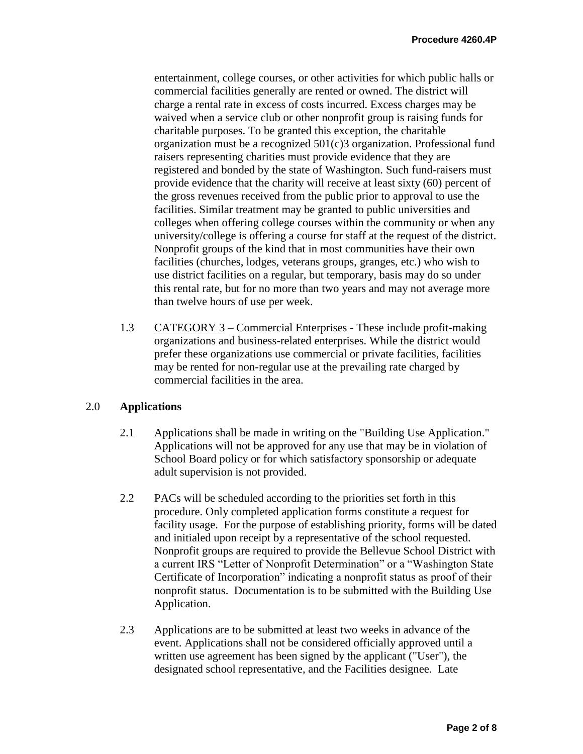entertainment, college courses, or other activities for which public halls or commercial facilities generally are rented or owned. The district will charge a rental rate in excess of costs incurred. Excess charges may be waived when a service club or other nonprofit group is raising funds for charitable purposes. To be granted this exception, the charitable organization must be a recognized 501(c)3 organization. Professional fund raisers representing charities must provide evidence that they are registered and bonded by the state of Washington. Such fund-raisers must provide evidence that the charity will receive at least sixty (60) percent of the gross revenues received from the public prior to approval to use the facilities. Similar treatment may be granted to public universities and colleges when offering college courses within the community or when any university/college is offering a course for staff at the request of the district. Nonprofit groups of the kind that in most communities have their own facilities (churches, lodges, veterans groups, granges, etc.) who wish to use district facilities on a regular, but temporary, basis may do so under this rental rate, but for no more than two years and may not average more than twelve hours of use per week.

1.3 <u>CATEGORY 3</u> – Commercial Enterprises - These include profit-making organizations and business-related enterprises. While the district would prefer these organizations use commercial or private facilities, facilities may be rented for non-regular use at the prevailing rate charged by commercial facilities in the area.

## 2.0 **Applications**

2.1 Applications shall be made in writing on the "Building Use Application." Applications will not be approved for any use that may be in violation of School Board policy or for which satisfactory sponsorship or adequate adult supervision is not provided.

2.2 PACs will be scheduled according to the priorities set forth in this procedure. Only completed application forms constitute a request for facility usage. For the purpose of establishing priority, forms will be dated and initialed upon receipt by a representative of the school requested. Nonprofit groups are required to provide the Bellevue School District with a current IRS "Letter of Nonprofit Determination" or a "Washington State Certificate of Incorporation" indicating a nonprofit status as proof of their nonprofit status. Documentation is to be submitted with the Building Use Application.

2.3 Applications are to be submitted at least two weeks in advance of the event. Applications shall not be considered officially approved until a written use agreement has been signed by the applicant ("User"), the designated school representative, and the Facilities designee. Late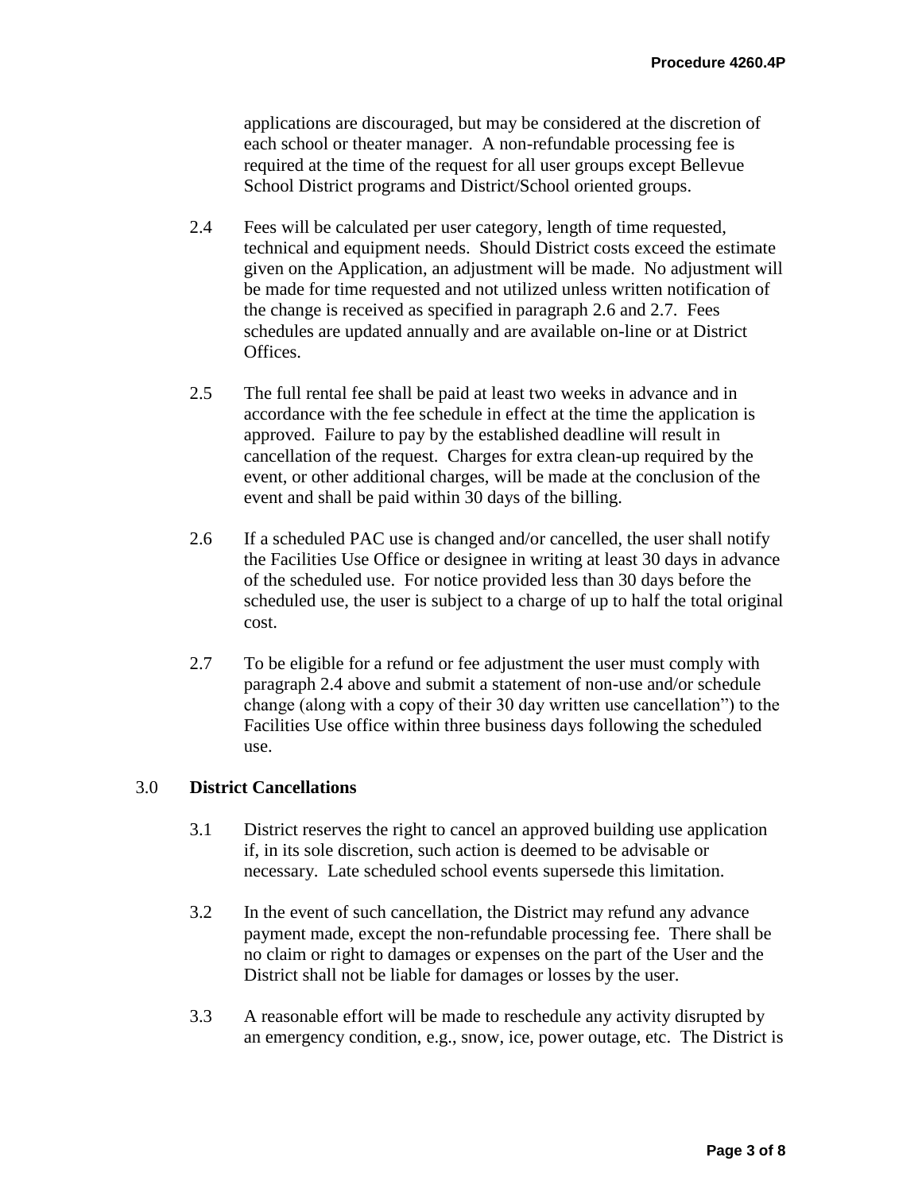applications are discouraged, but may be considered at the discretion of each school or theater manager. A non-refundable processing fee is required at the time of the request for all user groups except Bellevue School District programs and District/School oriented groups.

2.4 Fees will be calculated per user category, length of time requested, technical and equipment needs. Should District costs exceed the estimate given on the Application, an adjustment will be made. No adjustment will be made for time requested and not utilized unless written notification of the change is received as specified in paragraph 2.6 and 2.7. Fees schedules are updated annually and are available on-line or at District Offices.

2.5 The full rental fee shall be paid at least two weeks in advance and in accordance with the fee schedule in effect at the time the application is approved. Failure to pay by the established deadline will result in cancellation of the request. Charges for extra clean-up required by the event, or other additional charges, will be made at the conclusion of the event and shall be paid within 30 days of the billing.

2.6 If a scheduled PAC use is changed and/or cancelled, the user shall notify the Facilities Use Office or designee in writing at least 30 days in advance of the scheduled use. For notice provided less than 30 days before the scheduled use, the user is subject to a charge of up to half the total original cost.

2.7 To be eligible for a refund or fee adjustment the user must comply with paragraph 2.4 above and submit a statement of non-use and/or schedule change (along with a copy of their 30 day written use cancellation") to the Facilities Use office within three business days following the scheduled use.

## 3.0 **District Cancellations**

3.1 District reserves the right to cancel an approved building use application if, in its sole discretion, such action is deemed to be advisable or necessary. Late scheduled school events supersede this limitation.

3.2 In the event of such cancellation, the District may refund any advance payment made, except the non-refundable processing fee. There shall be no claim or right to damages or expenses on the part of the User and the District shall not be liable for damages or losses by the user.

3.3 A reasonable effort will be made to reschedule any activity disrupted by an emergency condition, e.g., snow, ice, power outage, etc. The District is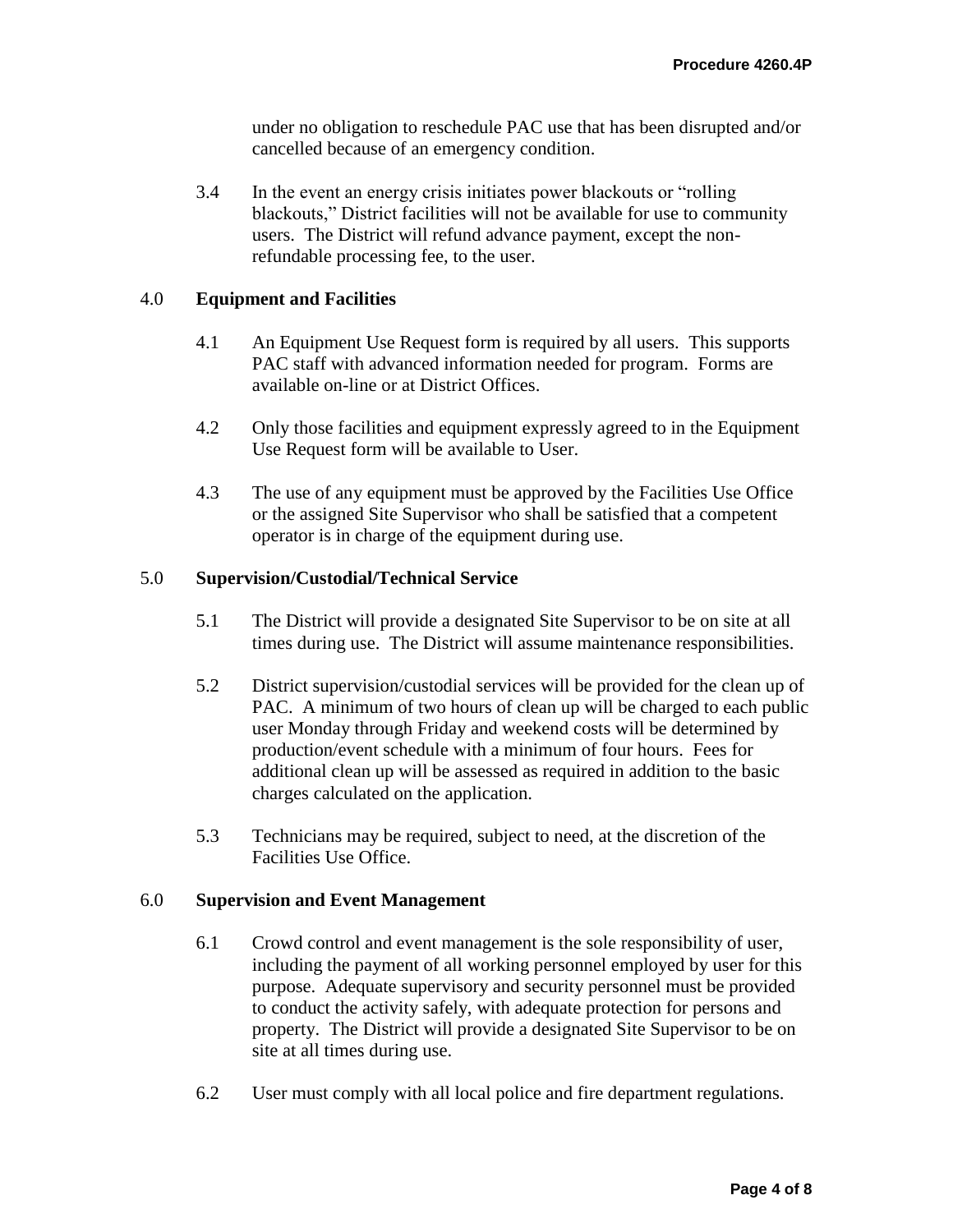under no obligation to reschedule PAC use that has been disrupted and/or cancelled because of an emergency condition.

3.4 In the event an energy crisis initiates power blackouts or "rolling blackouts," District facilities will not be available for use to community users. The District will refund advance payment, except the non-refundable processing fee, to the user.

## 4.0 Equipment and Facilities

4.1 An Equipment Use Request form is required by all users. This supports PAC staff with advanced information needed for program. Forms are available on-line or at District Offices.

4.2 Only those facilities and equipment expressly agreed to in the Equipment Use Request form will be available to User.

4.3 The use of any equipment must be approved by the Facilities Use Office or the assigned Site Supervisor who shall be satisfied that a competent operator is in charge of the equipment during use.

## 5.0 Supervision/Custodial/Technical Service

5.1 The District will provide a designated Site Supervisor to be on site at all times during use. The District will assume maintenance responsibilities.

5.2 District supervision/custodial services will be provided for the clean up of PAC. A minimum of two hours of clean up will be charged to each public user Monday through Friday and weekend costs will be determined by production/event schedule with a minimum of four hours. Fees for additional clean up will be assessed as required in addition to the basic charges calculated on the application.

5.3 Technicians may be required, subject to need, at the discretion of the Facilities Use Office.

## 6.0 Supervision and Event Management

6.1 Crowd control and event management is the sole responsibility of user, including the payment of all working personnel employed by user for this purpose. Adequate supervisory and security personnel must be provided to conduct the activity safely, with adequate protection for persons and property. The District will provide a designated Site Supervisor to be on site at all times during use.

6.2 User must comply with all local police and fire department regulations.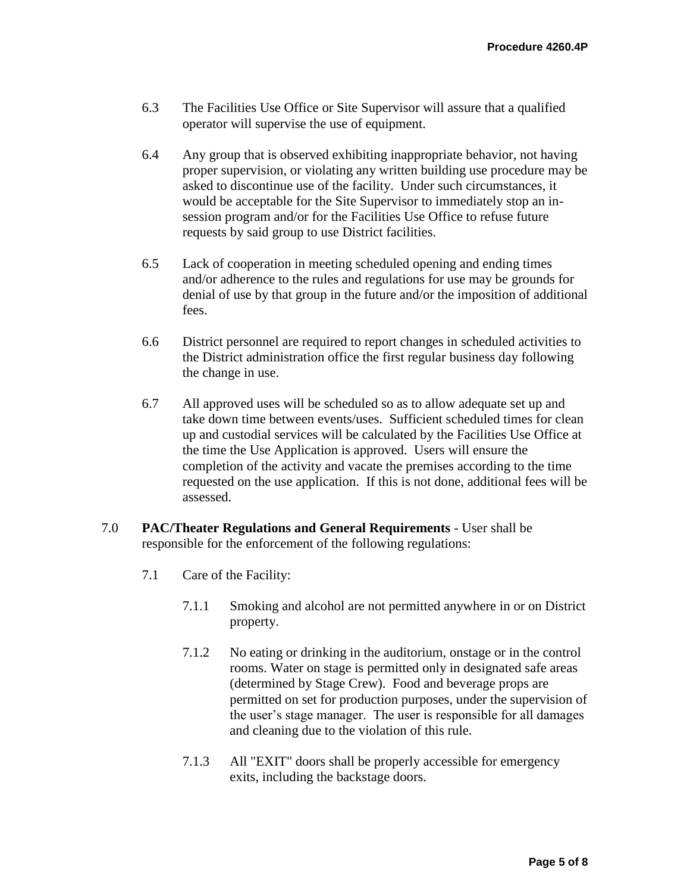6.3 The Facilities Use Office or Site Supervisor will assure that a qualified operator will supervise the use of equipment.

6.4 Any group that is observed exhibiting inappropriate behavior, not having proper supervision, or violating any written building use procedure may be asked to discontinue use of the facility. Under such circumstances, it would be acceptable for the Site Supervisor to immediately stop an in-session program and/or for the Facilities Use Office to refuse future requests by said group to use District facilities.

6.5 Lack of cooperation in meeting scheduled opening and ending times and/or adherence to the rules and regulations for use may be grounds for denial of use by that group in the future and/or the imposition of additional fees.

6.6 District personnel are required to report changes in scheduled activities to the District administration office the first regular business day following the change in use.

6.7 All approved uses will be scheduled so as to allow adequate set up and take down time between events/uses. Sufficient scheduled times for clean up and custodial services will be calculated by the Facilities Use Office at the time the Use Application is approved. Users will ensure the completion of the activity and vacate the premises according to the time requested on the use application. If this is not done, additional fees will be assessed.

7.0 **PAC/Theater Regulations and General Requirements** - User shall be responsible for the enforcement of the following regulations:

7.1 Care of the Facility:

7.1.1 Smoking and alcohol are not permitted anywhere in or on District property.

7.1.2 No eating or drinking in the auditorium, onstage or in the control rooms. Water on stage is permitted only in designated safe areas (determined by Stage Crew). Food and beverage props are permitted on set for production purposes, under the supervision of the user's stage manager. The user is responsible for all damages and cleaning due to the violation of this rule.

7.1.3 All "EXIT" doors shall be properly accessible for emergency exits, including the backstage doors.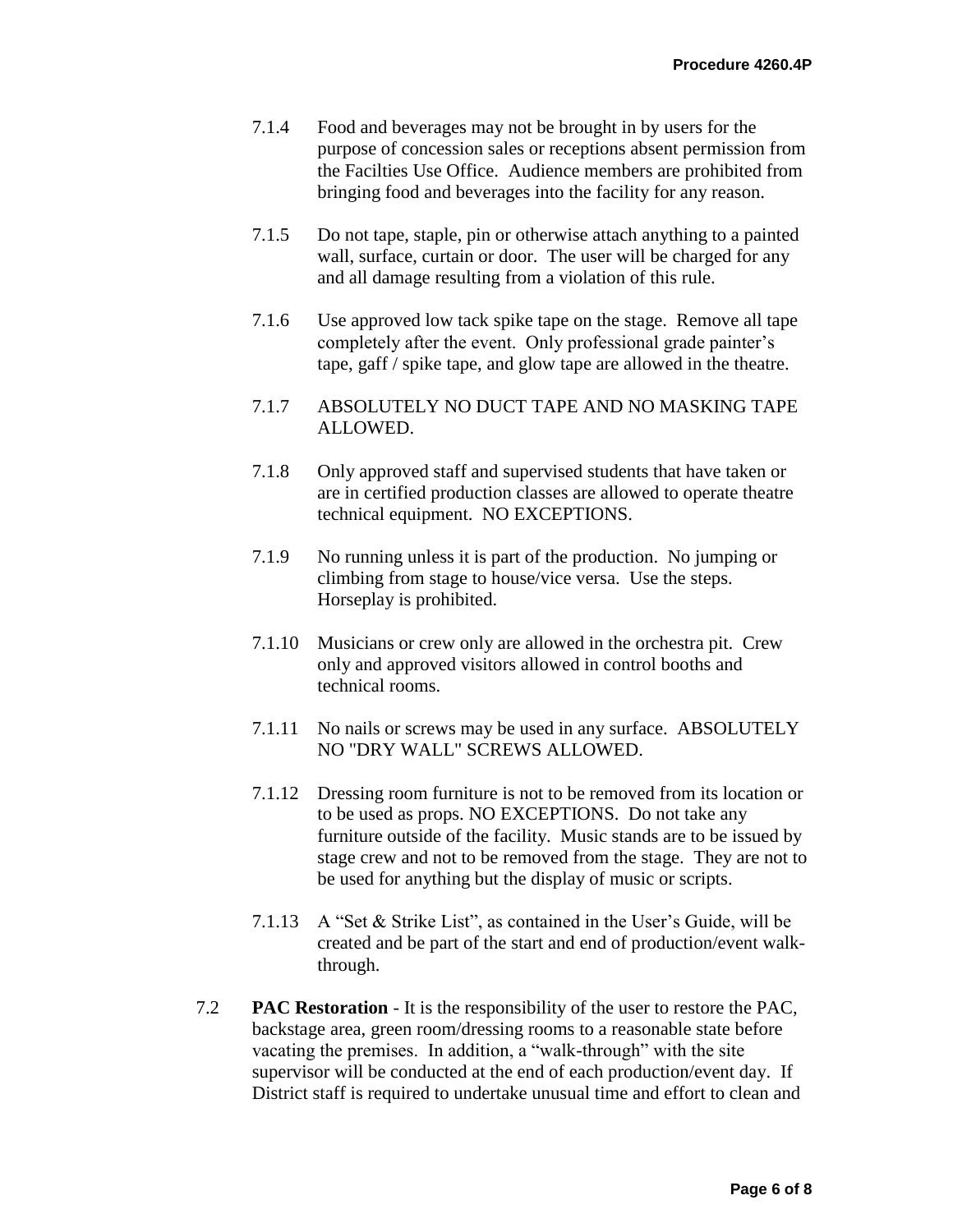7.1.4 Food and beverages may not be brought in by users for the purpose of concession sales or receptions absent permission from the Facilties Use Office. Audience members are prohibited from bringing food and beverages into the facility for any reason.

7.1.5 Do not tape, staple, pin or otherwise attach anything to a painted wall, surface, curtain or door. The user will be charged for any and all damage resulting from a violation of this rule.

7.1.6 Use approved low tack spike tape on the stage. Remove all tape completely after the event. Only professional grade painter's tape, gaff / spike tape, and glow tape are allowed in the theatre.

7.1.7 ABSOLUTELY NO DUCT TAPE AND NO MASKING TAPE ALLOWED.

7.1.8 Only approved staff and supervised students that have taken or are in certified production classes are allowed to operate theatre technical equipment. NO EXCEPTIONS.

7.1.9 No running unless it is part of the production. No jumping or climbing from stage to house/vice versa. Use the steps. Horseplay is prohibited.

7.1.10 Musicians or crew only are allowed in the orchestra pit. Crew only and approved visitors allowed in control booths and technical rooms.

7.1.11 No nails or screws may be used in any surface. ABSOLUTELY NO "DRY WALL" SCREWS ALLOWED.

7.1.12 Dressing room furniture is not to be removed from its location or to be used as props. NO EXCEPTIONS. Do not take any furniture outside of the facility. Music stands are to be issued by stage crew and not to be removed from the stage. They are not to be used for anything but the display of music or scripts.

7.1.13 A "Set & Strike List", as contained in the User's Guide, will be created and be part of the start and end of production/event walk-through.

7.2 **PAC Restoration** - It is the responsibility of the user to restore the PAC, backstage area, green room/dressing rooms to a reasonable state before vacating the premises. In addition, a "walk-through" with the site supervisor will be conducted at the end of each production/event day. If District staff is required to undertake unusual time and effort to clean and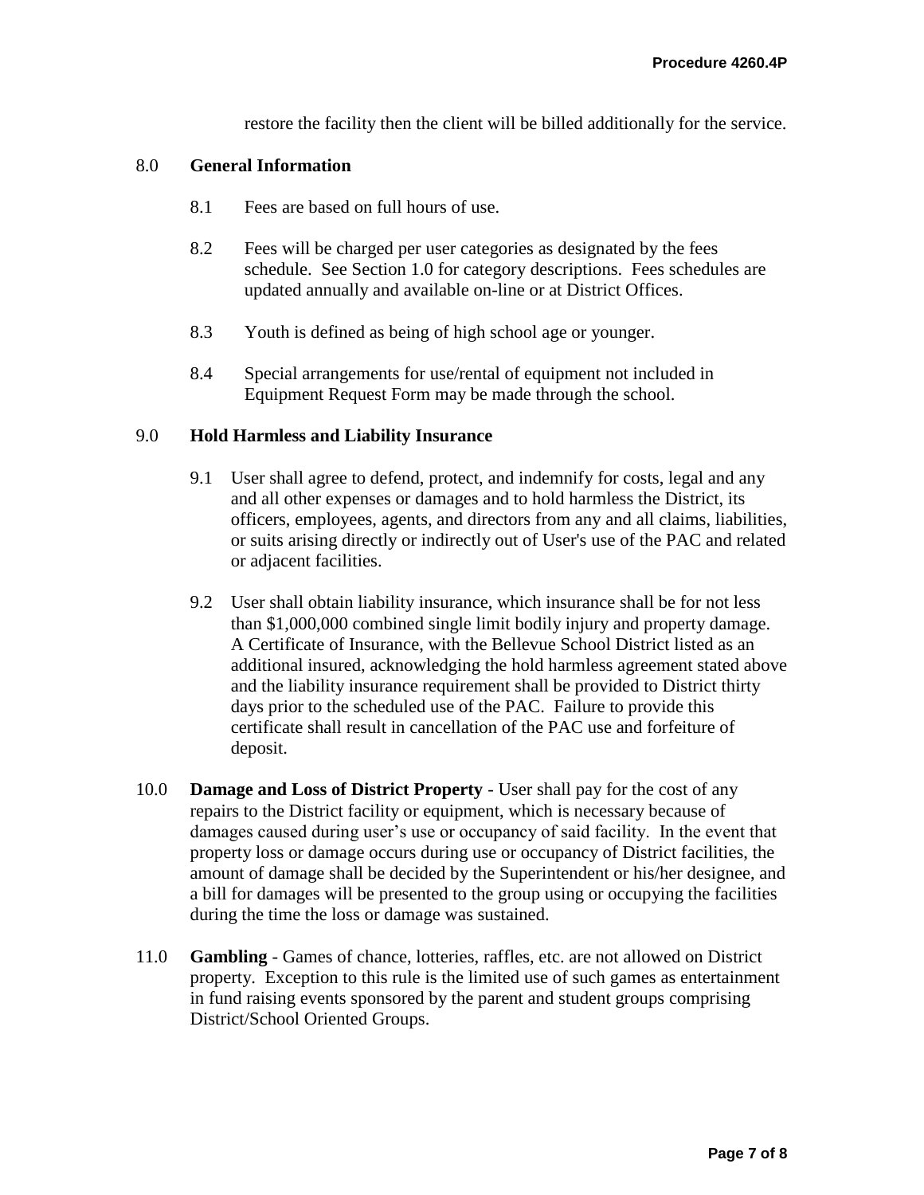restore the facility then the client will be billed additionally for the service.

## 8.0 General Information

8.1 Fees are based on full hours of use.

8.2 Fees will be charged per user categories as designated by the fees schedule. See Section 1.0 for category descriptions. Fees schedules are updated annually and available on-line or at District Offices.

8.3 Youth is defined as being of high school age or younger.

8.4 Special arrangements for use/rental of equipment not included in Equipment Request Form may be made through the school.

## 9.0 Hold Harmless and Liability Insurance

9.1 User shall agree to defend, protect, and indemnify for costs, legal and any and all other expenses or damages and to hold harmless the District, its officers, employees, agents, and directors from any and all claims, liabilities, or suits arising directly or indirectly out of User's use of the PAC and related or adjacent facilities.

9.2 User shall obtain liability insurance, which insurance shall be for not less than $1,000,000 combined single limit bodily injury and property damage. A Certificate of Insurance, with the Bellevue School District listed as an additional insured, acknowledging the hold harmless agreement stated above and the liability insurance requirement shall be provided to District thirty days prior to the scheduled use of the PAC. Failure to provide this certificate shall result in cancellation of the PAC use and forfeiture of deposit.

10.0 **Damage and Loss of District Property** - User shall pay for the cost of any repairs to the District facility or equipment, which is necessary because of damages caused during user's use or occupancy of said facility. In the event that property loss or damage occurs during use or occupancy of District facilities, the amount of damage shall be decided by the Superintendent or his/her designee, and a bill for damages will be presented to the group using or occupying the facilities during the time the loss or damage was sustained.

11.0 **Gambling** - Games of chance, lotteries, raffles, etc. are not allowed on District property. Exception to this rule is the limited use of such games as entertainment in fund raising events sponsored by the parent and student groups comprising District/School Oriented Groups.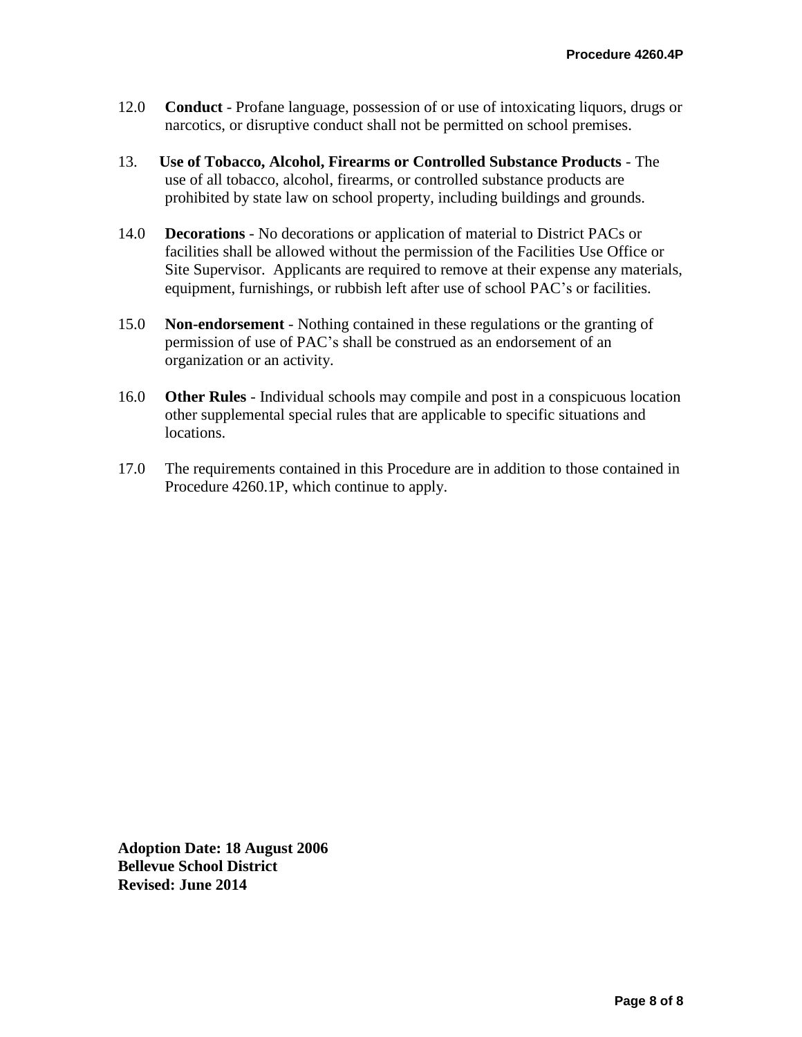12.0 **Conduct** - Profane language, possession of or use of intoxicating liquors, drugs or narcotics, or disruptive conduct shall not be permitted on school premises.

13. **Use of Tobacco, Alcohol, Firearms or Controlled Substance Products** - The use of all tobacco, alcohol, firearms, or controlled substance products are prohibited by state law on school property, including buildings and grounds.

14.0 **Decorations** - No decorations or application of material to District PACs or facilities shall be allowed without the permission of the Facilities Use Office or Site Supervisor. Applicants are required to remove at their expense any materials, equipment, furnishings, or rubbish left after use of school PAC's or facilities.

15.0 **Non-endorsement** - Nothing contained in these regulations or the granting of permission of use of PAC's shall be construed as an endorsement of an organization or an activity.

16.0 **Other Rules** - Individual schools may compile and post in a conspicuous location other supplemental special rules that are applicable to specific situations and locations.

17.0 The requirements contained in this Procedure are in addition to those contained in Procedure 4260.1P, which continue to apply.

**Adoption Date: 18 August 2006**
**Bellevue School District**
**Revised: June 2014**